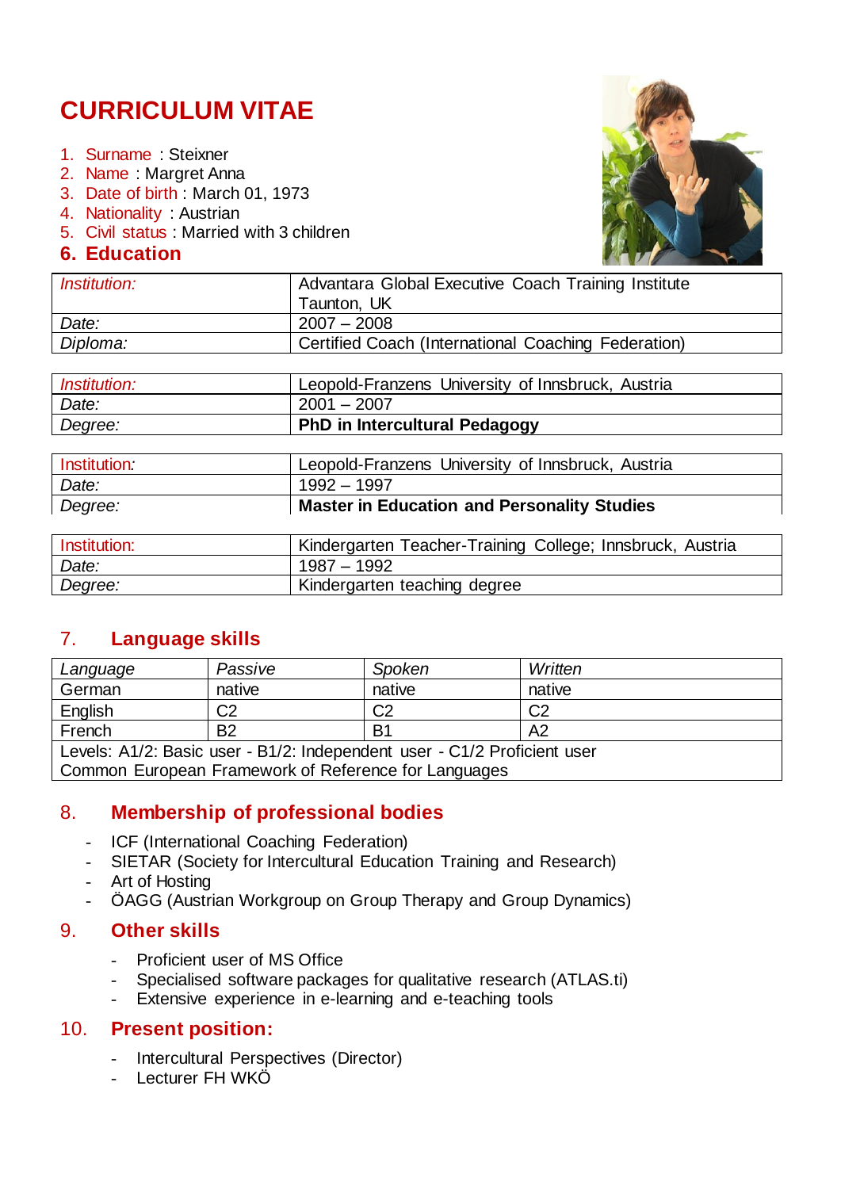# CURRICULUM VITAE

1. Surname : Steixner
2. Name : Margret Anna
3. Date of birth : March 01, 1973
4. Nationality : Austrian
5. Civil status : Married with 3 children

## 6. Education

| *Institution:* | Advantara Global Executive Coach Training Institute Taunton, UK |
|---|---|
| *Date:* | 2007 – 2008 |
| *Diploma:* | Certified Coach (International Coaching Federation) |

| *Institution:* | Leopold-Franzens University of Innsbruck, Austria |
|---|---|
| *Date:* | 2001 – 2007 |
| *Degree:* | **PhD in Intercultural Pedagogy** |

| Institution: | Leopold-Franzens University of Innsbruck, Austria |
|---|---|
| *Date:* | 1992 – 1997 |
| *Degree:* | **Master in Education and Personality Studies** |

| Institution: | Kindergarten Teacher-Training College; Innsbruck, Austria |
|---|---|
| *Date:* | 1987 – 1992 |
| *Degree:* | Kindergarten teaching degree |

## 7. Language skills

| *Language* | *Passive* | *Spoken* | *Written* |
|---|---|---|---|
| German | native | native | native |
| English | C2 | C2 | C2 |
| French | B2 | B1 | A2 |
| Levels: A1/2: Basic user - B1/2: Independent user - C1/2 Proficient user Common European Framework of Reference for Languages | | | |

## 8. Membership of professional bodies

- ICF (International Coaching Federation)
- SIETAR (Society for Intercultural Education Training and Research)
- Art of Hosting
- ÖAGG (Austrian Workgroup on Group Therapy and Group Dynamics)

## 9. Other skills

- Proficient user of MS Office
- Specialised software packages for qualitative research (ATLAS.ti)
- Extensive experience in e-learning and e-teaching tools

## 10. Present position:

- Intercultural Perspectives (Director)
- Lecturer FH WKÖ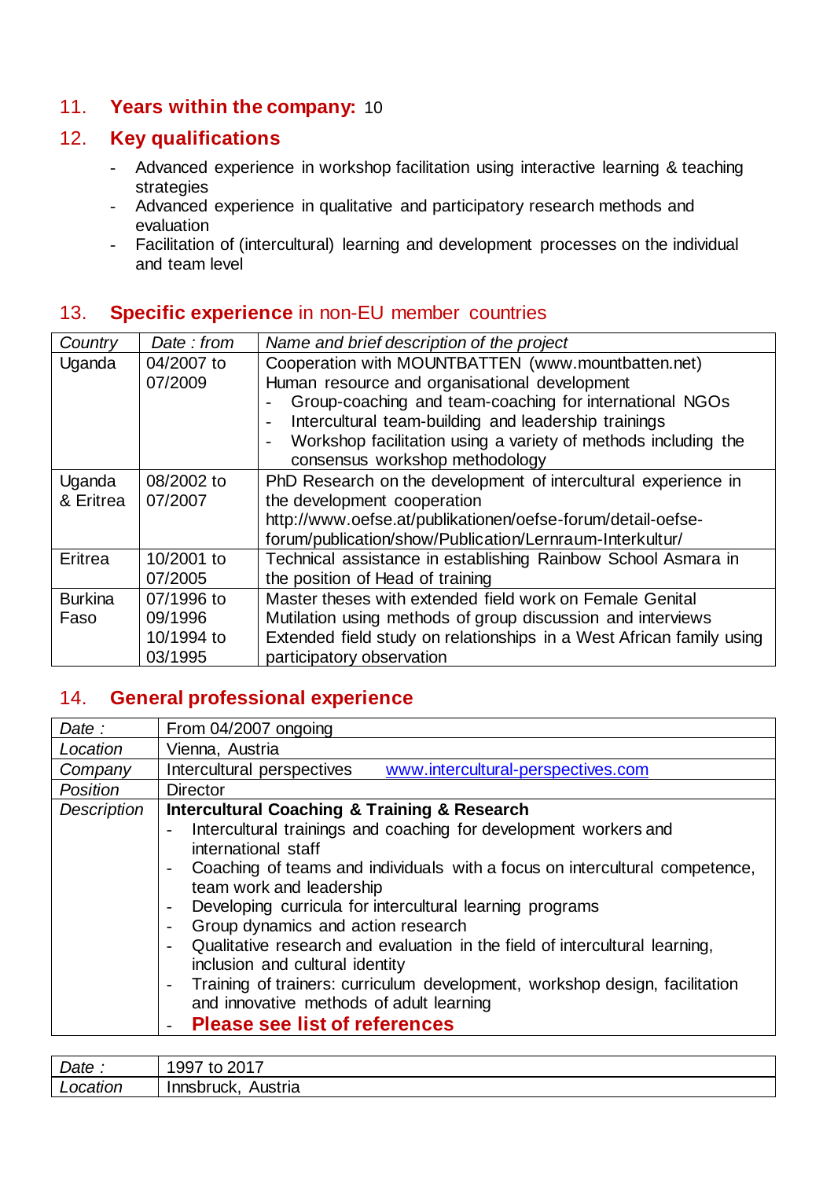## 11. **Years within the company:** 10

## 12. **Key qualifications**

- Advanced experience in workshop facilitation using interactive learning & teaching strategies
- Advanced experience in qualitative and participatory research methods and evaluation
- Facilitation of (intercultural) learning and development processes on the individual and team level

## 13. **Specific experience** in non-EU member countries

| *Country* | *Date : from* | *Name and brief description of the project* |
|---|---|---|
| Uganda | 04/2007 to 07/2009 | Cooperation with MOUNTBATTEN (www.mountbatten.net)<br>Human resource and organisational development<br>- Group-coaching and team-coaching for international NGOs<br>- Intercultural team-building and leadership trainings<br>- Workshop facilitation using a variety of methods including the consensus workshop methodology |
| Uganda & Eritrea | 08/2002 to 07/2007 | PhD Research on the development of intercultural experience in the development cooperation<br>http://www.oefse.at/publikationen/oefse-forum/detail-oefse-forum/publication/show/Publication/Lernraum-Interkultur/ |
| Eritrea | 10/2001 to 07/2005 | Technical assistance in establishing Rainbow School Asmara in the position of Head of training |
| Burkina Faso | 07/1996 to 09/1996<br>10/1994 to 03/1995 | Master theses with extended field work on Female Genital Mutilation using methods of group discussion and interviews<br>Extended field study on relationships in a West African family using participatory observation |

## 14. **General professional experience**

| *Date :* | From 04/2007 ongoing |
|---|---|
| *Location* | Vienna, Austria |
| *Company* | Intercultural perspectives [www.intercultural-perspectives.com](www.intercultural-perspectives.com) |
| *Position* | Director |
| *Description* | **Intercultural Coaching & Training & Research**<br>- Intercultural trainings and coaching for development workers and international staff<br>- Coaching of teams and individuals with a focus on intercultural competence, team work and leadership<br>- Developing curricula for intercultural learning programs<br>- Group dynamics and action research<br>- Qualitative research and evaluation in the field of intercultural learning, inclusion and cultural identity<br>- Training of trainers: curriculum development, workshop design, facilitation and innovative methods of adult learning<br>- **Please see list of references** |

| *Date :* | 1997 to 2017 |
|---|---|
| *Location* | Innsbruck, Austria |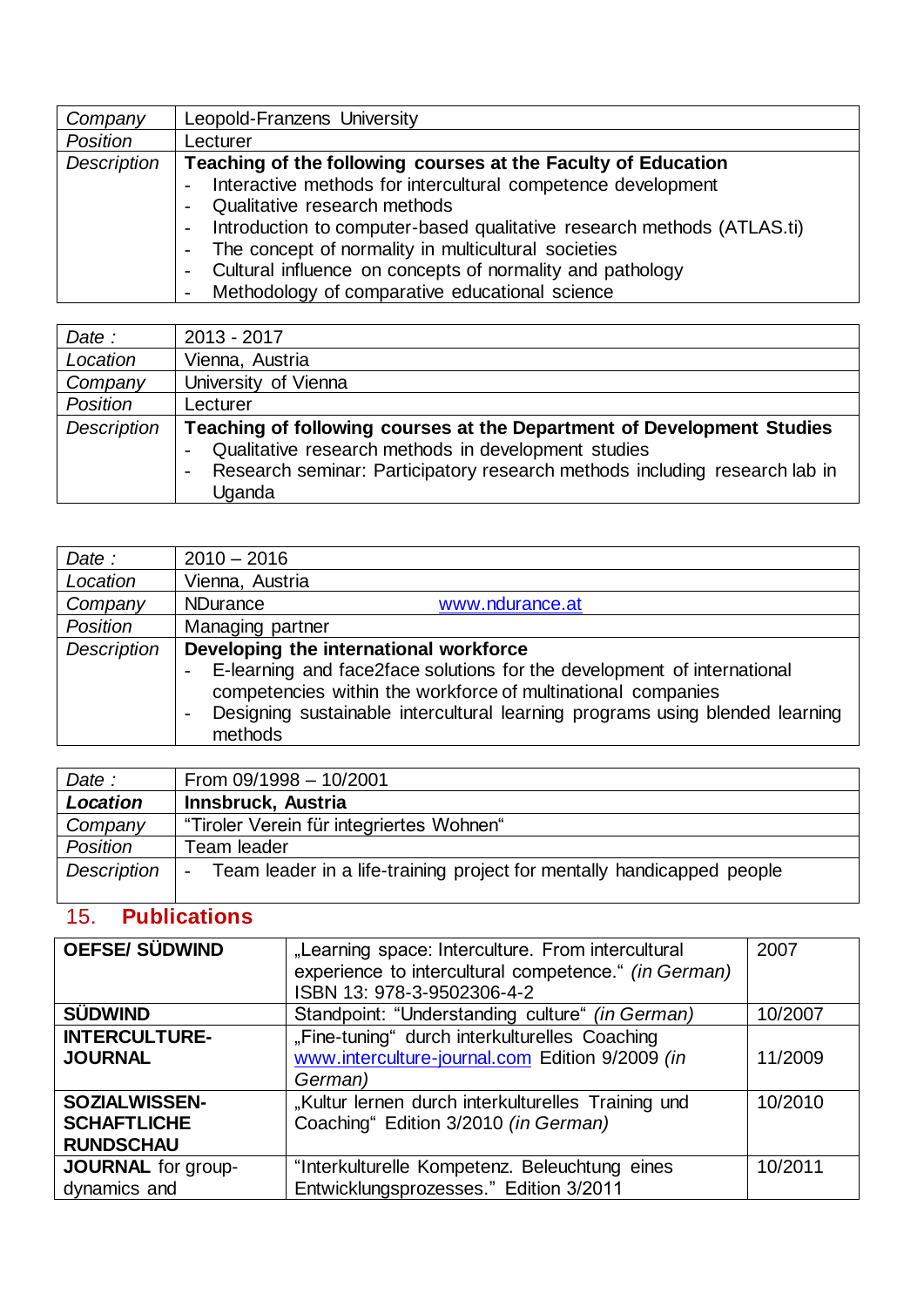| *Company* | Leopold-Franzens University |
|---|---|
| *Position* | Lecturer |
| *Description* | **Teaching of the following courses at the Faculty of Education**<br>- Interactive methods for intercultural competence development<br>- Qualitative research methods<br>- Introduction to computer-based qualitative research methods (ATLAS.ti)<br>- The concept of normality in multicultural societies<br>- Cultural influence on concepts of normality and pathology<br>- Methodology of comparative educational science |

| *Date :* | 2013 - 2017 |
|---|---|
| *Location* | Vienna, Austria |
| *Company* | University of Vienna |
| *Position* | Lecturer |
| *Description* | **Teaching of following courses at the Department of Development Studies**<br>- Qualitative research methods in development studies<br>- Research seminar: Participatory research methods including research lab in Uganda |

| *Date :* | 2010 – 2016 |
|---|---|
| *Location* | Vienna, Austria |
| *Company* | NDurance www.ndurance.at |
| *Position* | Managing partner |
| *Description* | **Developing the international workforce**<br>- E-learning and face2face solutions for the development of international competencies within the workforce of multinational companies<br>- Designing sustainable intercultural learning programs using blended learning methods |

| *Date :* | From 09/1998 – 10/2001 |
|---|---|
| ***Location*** | **Innsbruck, Austria** |
| *Company* | "Tiroler Verein für integriertes Wohnen" |
| *Position* | Team leader |
| *Description* | - Team leader in a life-training project for mentally handicapped people |

## 15. Publications

| | | |
|---|---|---|
| **OEFSE/ SÜDWIND** | „Learning space: Interculture. From intercultural experience to intercultural competence." *(in German)* ISBN 13: 978-3-9502306-4-2 | 2007 |
| **SÜDWIND** | Standpoint: "Understanding culture" *(in German)* | 10/2007 |
| **INTERCULTURE-JOURNAL** | „Fine-tuning" durch interkulturelles Coaching www.interculture-journal.com Edition 9/2009 *(in German)* | 11/2009 |
| **SOZIALWISSEN-SCHAFTLICHE RUNDSCHAU** | „Kultur lernen durch interkulturelles Training und Coaching" Edition 3/2010 *(in German)* | 10/2010 |
| **JOURNAL** for group-dynamics and | "Interkulturelle Kompetenz. Beleuchtung eines Entwicklungsprozesses." Edition 3/2011 | 10/2011 |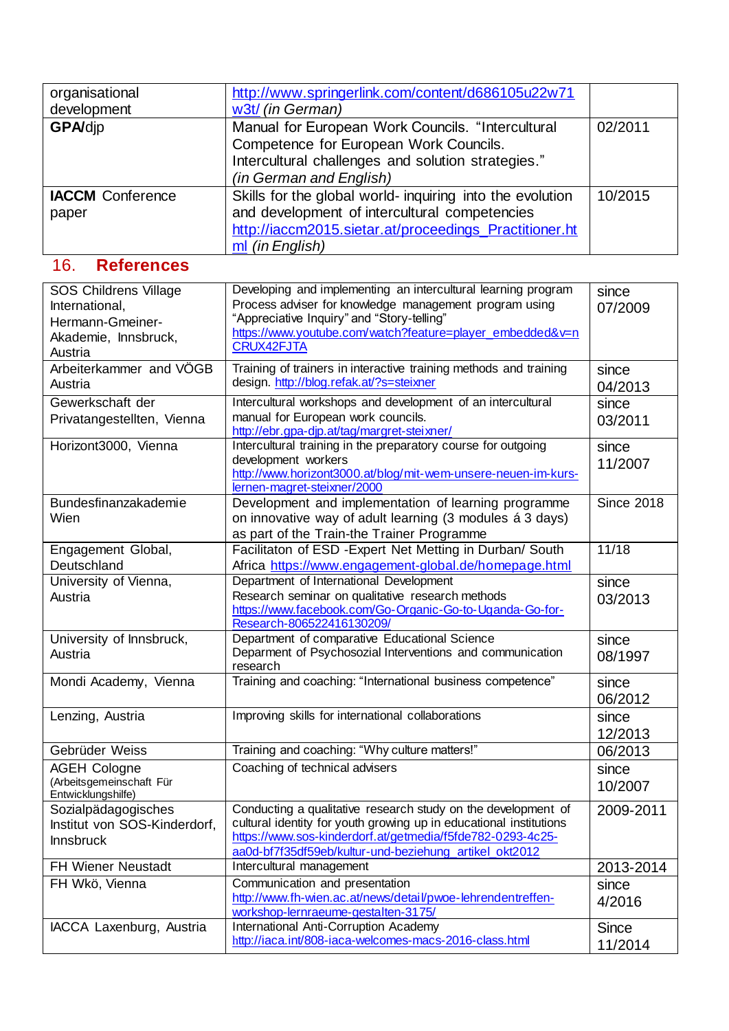| | | |
|---|---|---|
| organisational development | http://www.springerlink.com/content/d686105u22w71w3t/ *(in German)* | |
| **GPA**/djp | Manual for European Work Councils. "Intercultural Competence for European Work Councils. Intercultural challenges and solution strategies." *(in German and English)* | 02/2011 |
| **IACCM** Conference paper | Skills for the global world- inquiring into the evolution and development of intercultural competencies http://iaccm2015.sietar.at/proceedings_Practitioner.html *(in English)* | 10/2015 |

## 16. References

| | | |
|---|---|---|
| SOS Childrens Village International, Hermann-Gmeiner-Akademie, Innsbruck, Austria | Developing and implementing an intercultural learning program Process adviser for knowledge management program using "Appreciative Inquiry" and "Story-telling" https://www.youtube.com/watch?feature=player_embedded&v=nCRUX42FJTA | since 07/2009 |
| Arbeiterkammer and VÖGB Austria | Training of trainers in interactive training methods and training design. http://blog.refak.at/?s=steixner | since 04/2013 |
| Gewerkschaft der Privatangestellten, Vienna | Intercultural workshops and development of an intercultural manual for European work councils. http://ebr.gpa-djp.at/tag/margret-steixner/ | since 03/2011 |
| Horizont3000, Vienna | Intercultural training in the preparatory course for outgoing development workers http://www.horizont3000.at/blog/mit-wem-unsere-neuen-im-kurs-lernen-magret-steixner/2000 | since 11/2007 |
| Bundesfinanzakademie Wien | Development and implementation of learning programme on innovative way of adult learning (3 modules á 3 days) as part of the Train-the Trainer Programme | Since 2018 |
| Engagement Global, Deutschland | Facilitaton of ESD -Expert Net Metting in Durban/ South Africa https://www.engagement-global.de/homepage.html | 11/18 |
| University of Vienna, Austria | Department of International Development Research seminar on qualitative research methods https://www.facebook.com/Go-Organic-Go-to-Uganda-Go-for-Research-806522416130209/ | since 03/2013 |
| University of Innsbruck, Austria | Department of comparative Educational Science Deparment of Psychosozial Interventions and communication research | since 08/1997 |
| Mondi Academy, Vienna | Training and coaching: "International business competence" | since 06/2012 |
| Lenzing, Austria | Improving skills for international collaborations | since 12/2013 |
| Gebrüder Weiss | Training and coaching: "Why culture matters!" | 06/2013 |
| AGEH Cologne (Arbeitsgemeinschaft Für Entwicklungshilfe) | Coaching of technical advisers | since 10/2007 |
| Sozialpädagogisches Institut von SOS-Kinderdorf, Innsbruck | Conducting a qualitative research study on the development of cultural identity for youth growing up in educational institutions https://www.sos-kinderdorf.at/getmedia/f5fde782-0293-4c25-aa0d-bf7f35df59eb/kultur-und-beziehung_artikel_okt2012 | 2009-2011 |
| FH Wiener Neustadt | Intercultural management | 2013-2014 |
| FH Wkö, Vienna | Communication and presentation http://www.fh-wien.ac.at/news/detail/pwoe-lehrendentreffen-workshop-lernraeume-gestalten-3175/ | since 4/2016 |
| IACCA Laxenburg, Austria | International Anti-Corruption Academy http://iaca.int/808-iaca-welcomes-macs-2016-class.html | Since 11/2014 |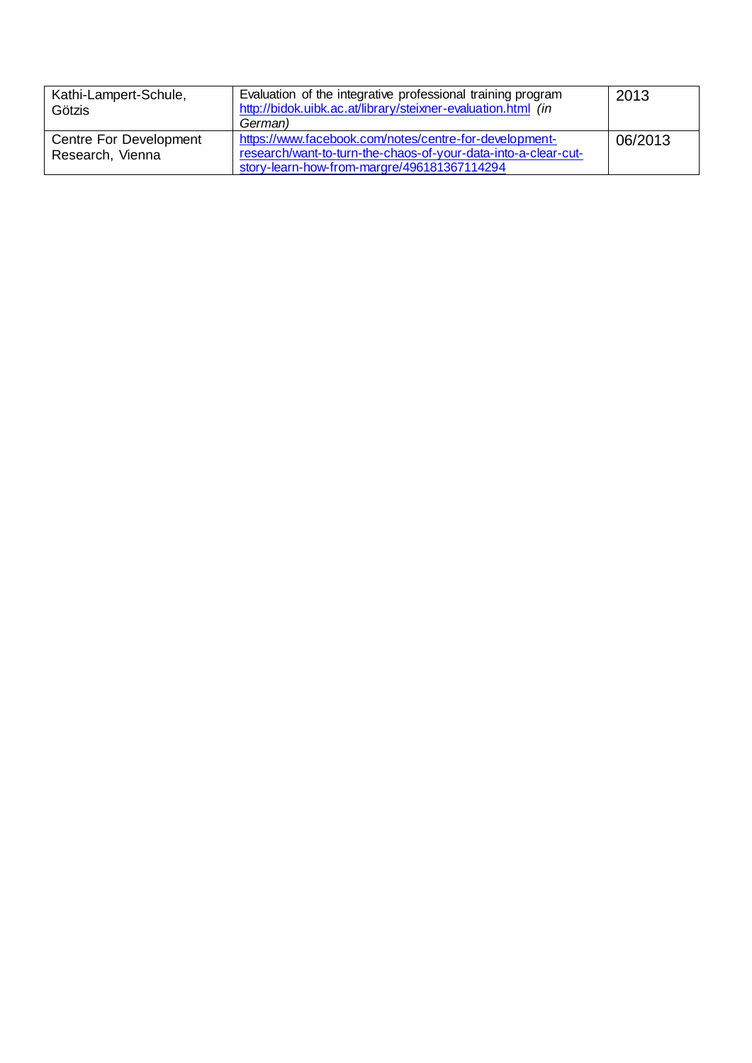| | | |
|---|---|---|
| Kathi-Lampert-Schule, Götzis | Evaluation of the integrative professional training program http://bidok.uibk.ac.at/library/steixner-evaluation.html *(in German)* | 2013 |
| Centre For Development Research, Vienna | https://www.facebook.com/notes/centre-for-development-research/want-to-turn-the-chaos-of-your-data-into-a-clear-cut-story-learn-how-from-margre/496181367114294 | 06/2013 |